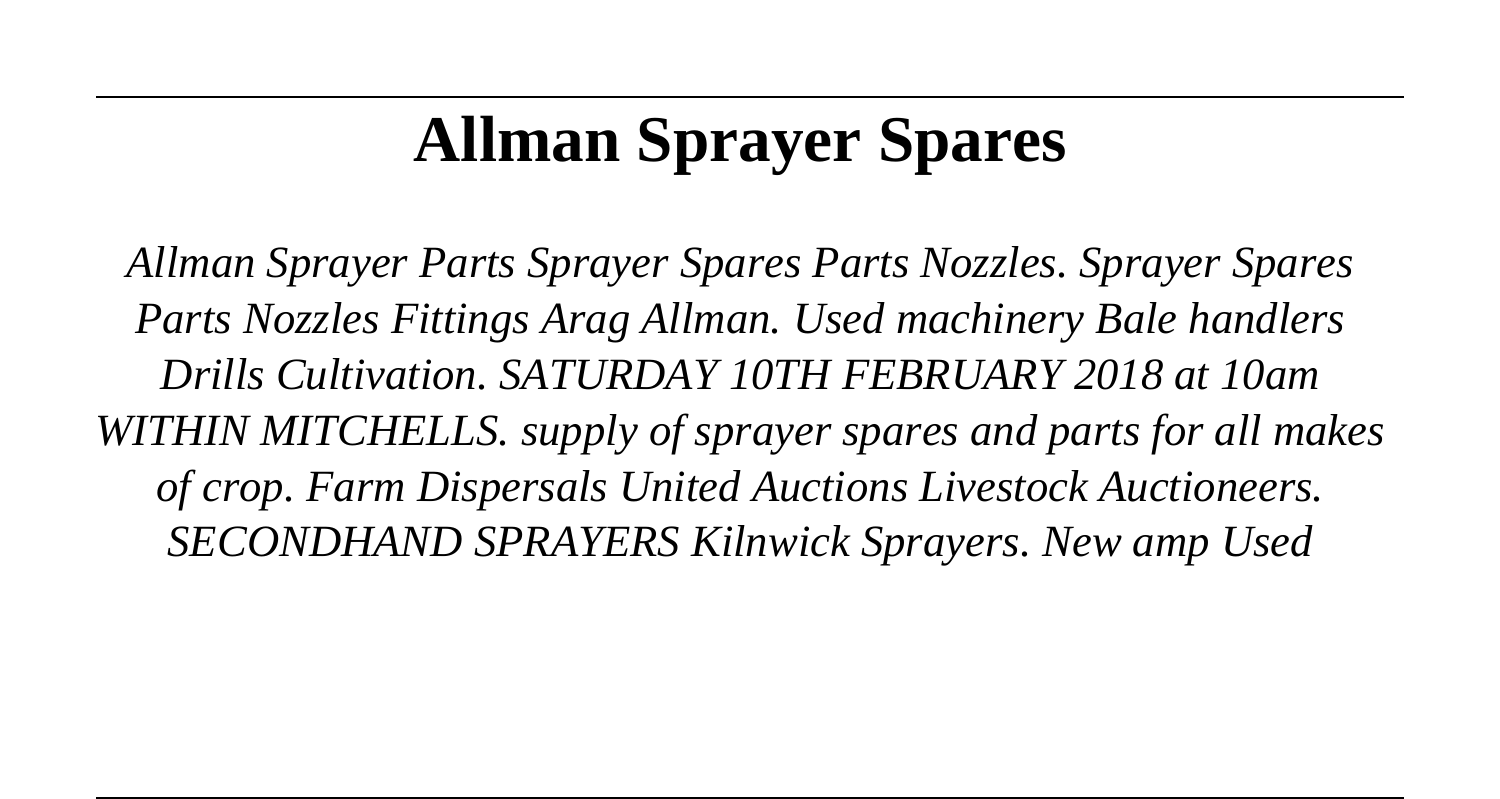# Allman Sprayer Spares

*Allman Sprayer Parts Sprayer Spares Parts Nozzles. Sprayer Spares Parts Nozzles Fittings Arag Allman. Used machinery Bale handlers Drills Cultivation. SATURDAY 10TH FEBRUARY 2018 at 10am WITHIN MITCHELLS. supply of sprayer spares and parts for all makes of crop. Farm Dispersals United Auctions Livestock Auctioneers. SECONDHAND SPRAYERS Kilnwick Sprayers. New amp Used*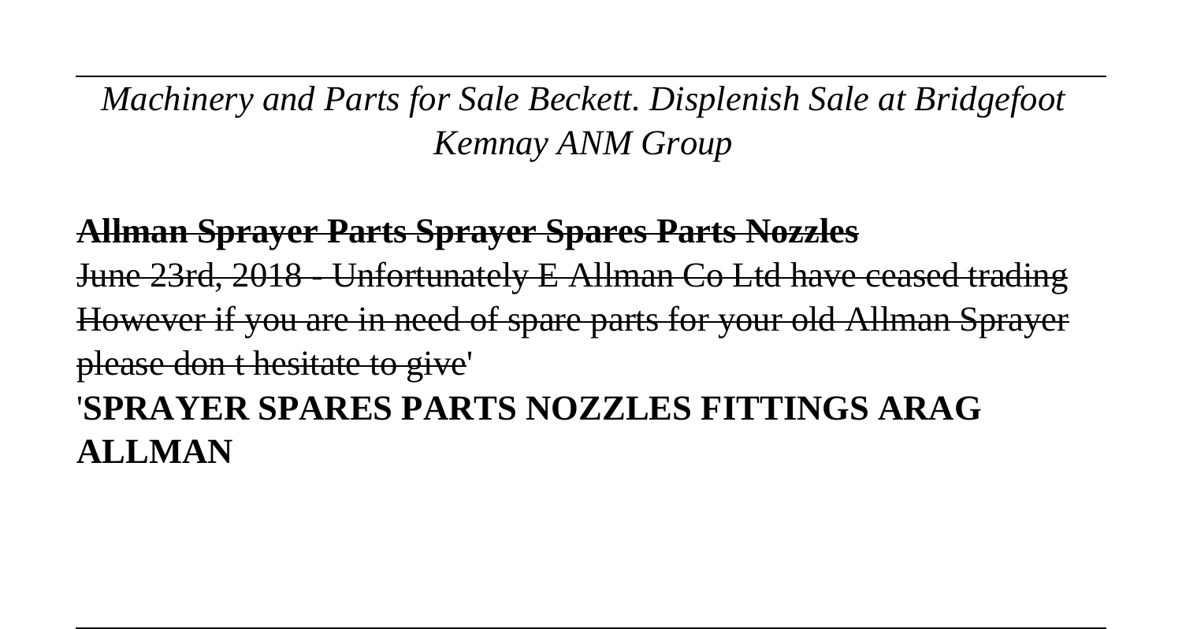*Machinery and Parts for Sale Beckett. Displenish Sale at Bridgefoot Kemnay ANM Group*

~~**Allman Sprayer Parts Sprayer Spares Parts Nozzles**~~

~~June 23rd, 2018 - Unfortunately E Allman Co Ltd have ceased trading However if you are in need of spare parts for your old Allman Sprayer please don t hesitate to give~~'

'**SPRAYER SPARES PARTS NOZZLES FITTINGS ARAG ALLMAN**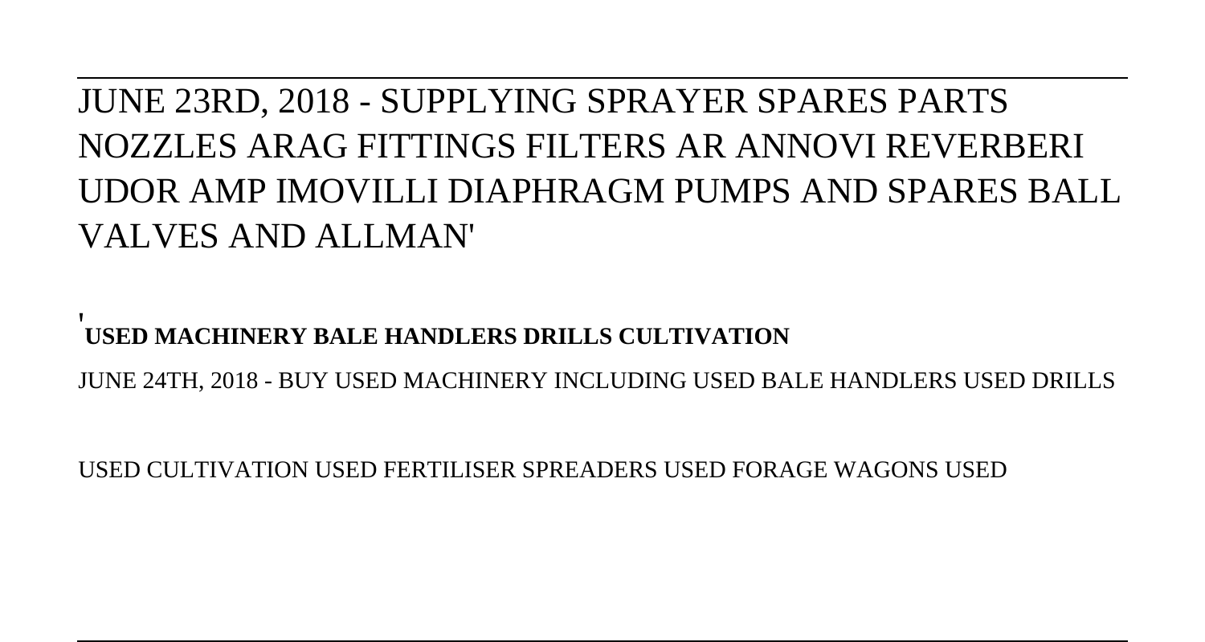JUNE 23RD, 2018 - SUPPLYING SPRAYER SPARES PARTS NOZZLES ARAG FITTINGS FILTERS AR ANNOVI REVERBERI UDOR AMP IMOVILLI DIAPHRAGM PUMPS AND SPARES BALL VALVES AND ALLMAN'

'**USED MACHINERY BALE HANDLERS DRILLS CULTIVATION**

JUNE 24TH, 2018 - BUY USED MACHINERY INCLUDING USED BALE HANDLERS USED DRILLS USED CULTIVATION USED FERTILISER SPREADERS USED FORAGE WAGONS USED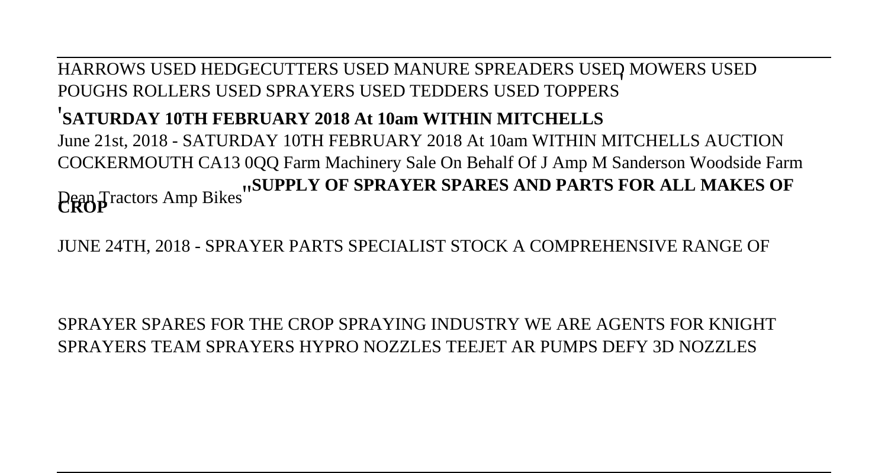HARROWS USED HEDGECUTTERS USED MANURE SPREADERS USED MOWERS USED POUGHS ROLLERS USED SPRAYERS USED TEDDERS USED TOPPERS'

'**SATURDAY 10TH FEBRUARY 2018 At 10am WITHIN MITCHELLS**

June 21st, 2018 - SATURDAY 10TH FEBRUARY 2018 At 10am WITHIN MITCHELLS AUCTION COCKERMOUTH CA13 0QQ Farm Machinery Sale On Behalf Of J Amp M Sanderson Woodside Farm Dean Tractors Amp Bikes''**SUPPLY OF SPRAYER SPARES AND PARTS FOR ALL MAKES OF CROP**

JUNE 24TH, 2018 - SPRAYER PARTS SPECIALIST STOCK A COMPREHENSIVE RANGE OF SPRAYER SPARES FOR THE CROP SPRAYING INDUSTRY WE ARE AGENTS FOR KNIGHT SPRAYERS TEAM SPRAYERS HYPRO NOZZLES TEEJET AR PUMPS DEFY 3D NOZZLES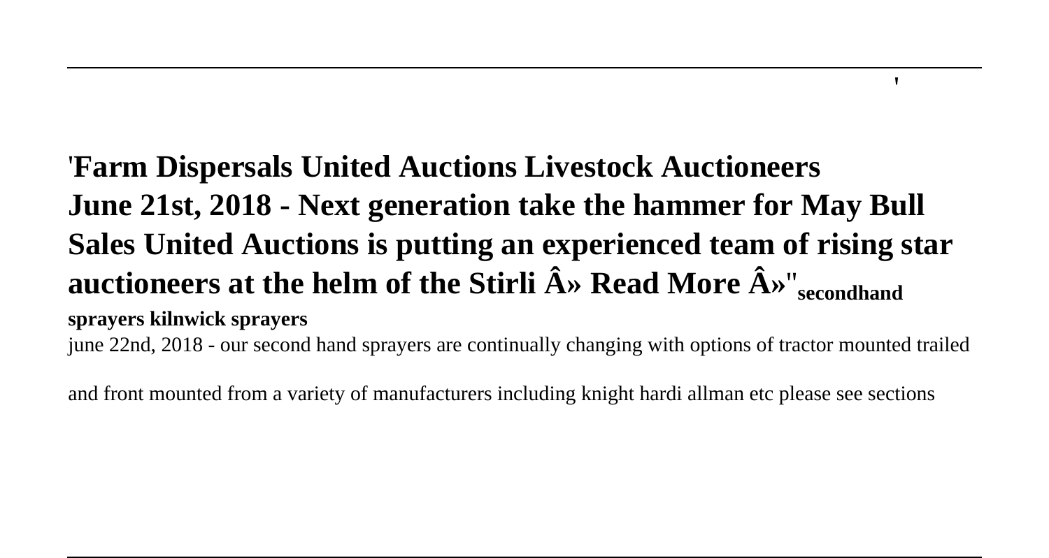'**Farm Dispersals United Auctions Livestock Auctioneers June 21st, 2018 - Next generation take the hammer for May Bull Sales United Auctions is putting an experienced team of rising star auctioneers at the helm of the Stirli Â» Read More Â»**''**secondhand sprayers kilnwick sprayers**

june 22nd, 2018 - our second hand sprayers are continually changing with options of tractor mounted trailed and front mounted from a variety of manufacturers including knight hardi allman etc please see sections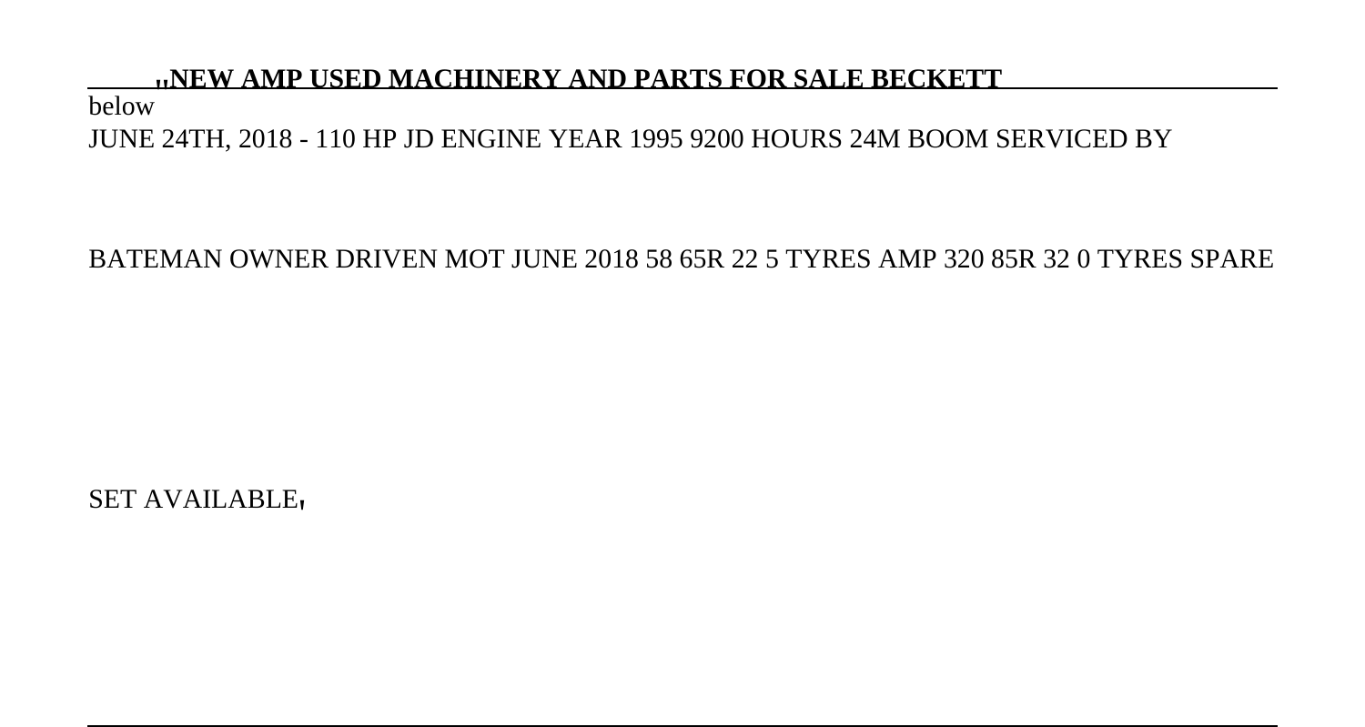''**NEW AMP USED MACHINERY AND PARTS FOR SALE BECKETT**

below

JUNE 24TH, 2018 - 110 HP JD ENGINE YEAR 1995 9200 HOURS 24M BOOM SERVICED BY

BATEMAN OWNER DRIVEN MOT JUNE 2018 58 65R 22 5 TYRES AMP 320 85R 32 0 TYRES SPARE

SET AVAILABLE'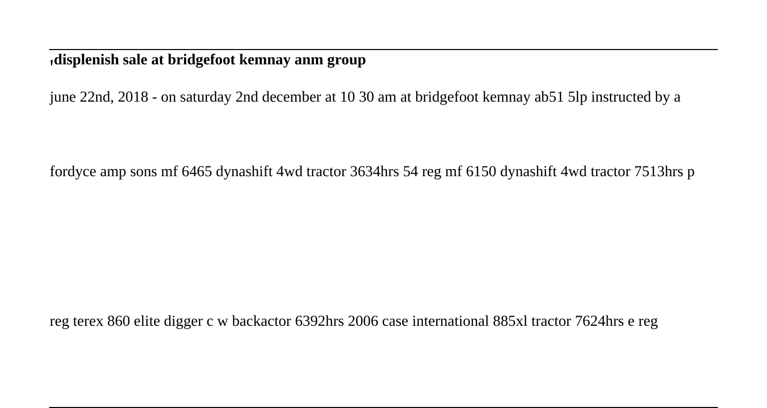'**displenish sale at bridgefoot kemnay anm group**

june 22nd, 2018 - on saturday 2nd december at 10 30 am at bridgefoot kemnay ab51 5lp instructed by a

fordyce amp sons mf 6465 dynashift 4wd tractor 3634hrs 54 reg mf 6150 dynashift 4wd tractor 7513hrs p

reg terex 860 elite digger c w backactor 6392hrs 2006 case international 885xl tractor 7624hrs e reg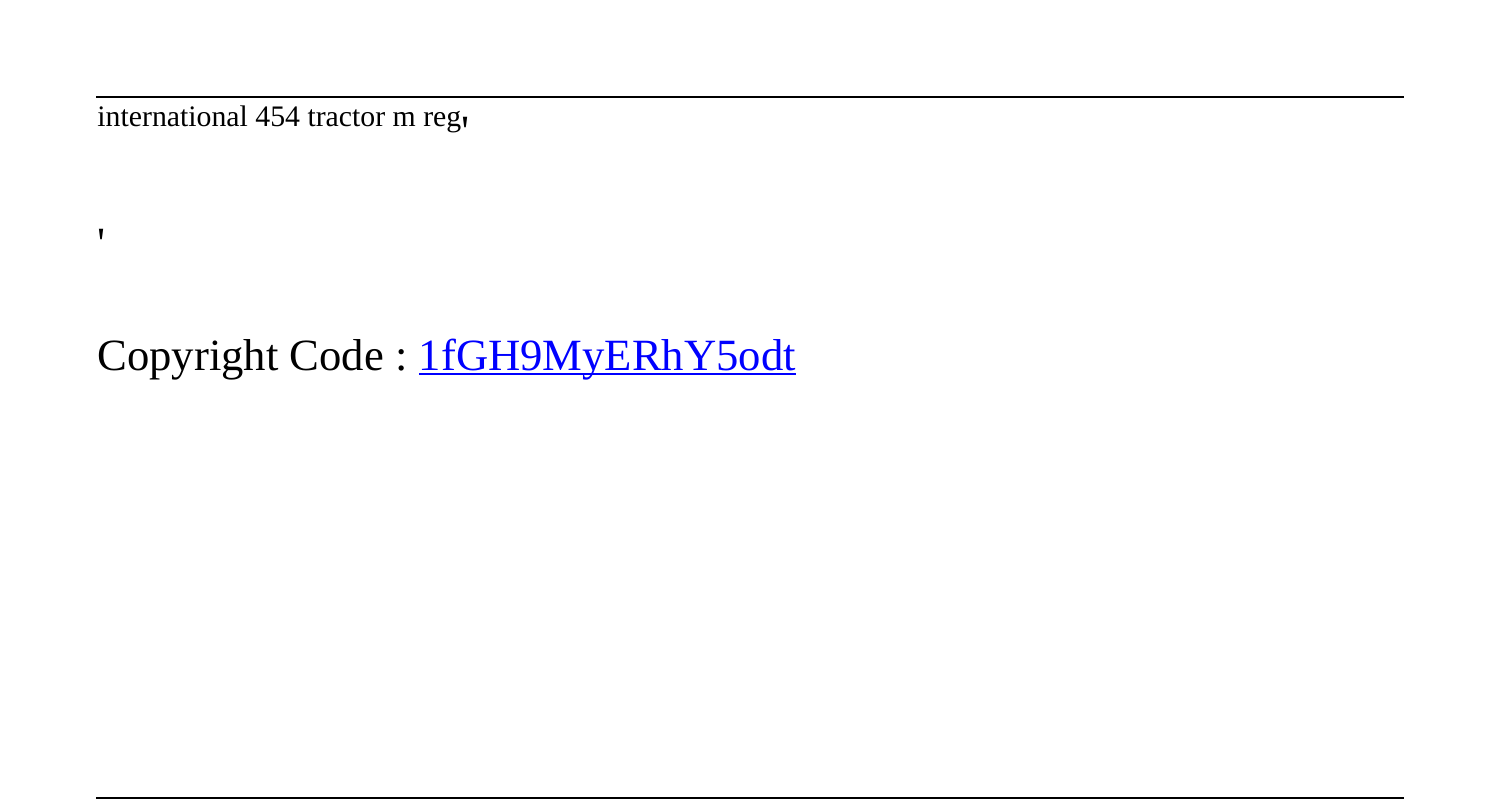international 454 tractor m reg'

'

Copyright Code : [1fGH9MyERhY5odt]